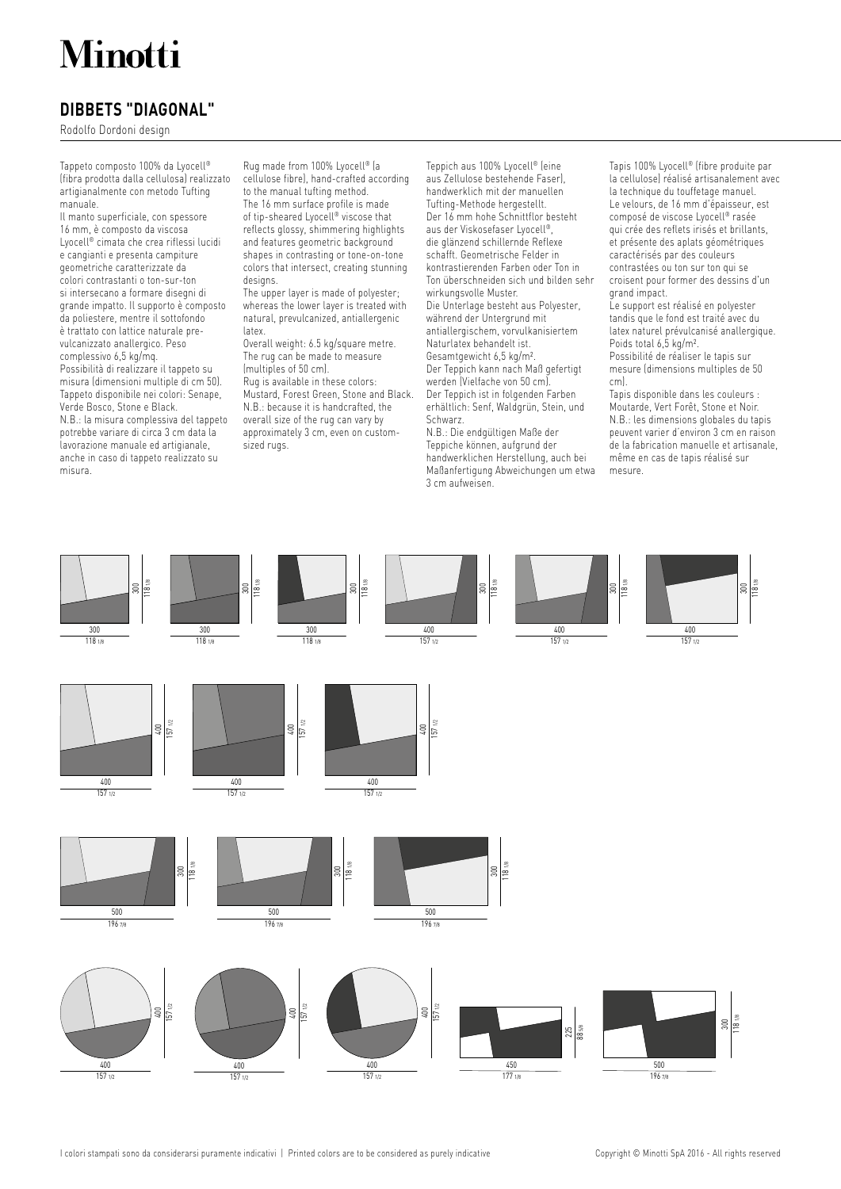# Minotti

## DIBBETS "DIAGONAL"

Rodolfo Dordoni design

Tappeto composto 100% da Lyocell® (fibra prodotta dalla cellulosa) realizzato artigianalmente con metodo Tufting manuale.
Il manto superficiale, con spessore 16 mm, è composto da viscosa Lyocell® cimata che crea riflessi lucidi e cangianti e presenta campiture geometriche caratterizzate da colori contrastanti o ton-sur-ton si intersecano a formare disegni di grande impatto. Il supporto è composto da poliestere, mentre il sottofondo è trattato con lattice naturale pre-vulcanizzato anallergico. Peso complessivo 6,5 kg/mq.
Possibilità di realizzare il tappeto su misura (dimensioni multiple di cm 50).
Tappeto disponibile nei colori: Senape, Verde Bosco, Stone e Black.
N.B.: la misura complessiva del tappeto potrebbe variare di circa 3 cm data la lavorazione manuale ed artigianale, anche in caso di tappeto realizzato su misura.

Rug made from 100% Lyocell® (a cellulose fibre), hand-crafted according to the manual tufting method.
The 16 mm surface profile is made of tip-sheared Lyocell® viscose that reflects glossy, shimmering highlights and features geometric background shapes in contrasting or tone-on-tone colors that intersect, creating stunning designs.
The upper layer is made of polyester; whereas the lower layer is treated with natural, prevulcanized, antiallergenic latex.
Overall weight: 6.5 kg/square metre.
The rug can be made to measure (multiples of 50 cm).
Rug is available in these colors: Mustard, Forest Green, Stone and Black.
N.B.: because it is handcrafted, the overall size of the rug can vary by approximately 3 cm, even on custom-sized rugs.

Teppich aus 100% Lyocell® (eine aus Zellulose bestehende Faser), handwerklich mit der manuellen Tufting-Methode hergestellt.
Der 16 mm hohe Schnittflor besteht aus der Viskosefaser Lyocell®, die glänzend schillernde Reflexe schafft. Geometrische Felder in kontrastierenden Farben oder Ton in Ton überschneiden sich und bilden sehr wirkungsvolle Muster.
Die Unterlage besteht aus Polyester, während der Untergrund mit antiallergischem, vorvulkanisiertem Naturlatex behandelt ist.
Gesamtgewicht 6,5 kg/m².
Der Teppich kann nach Maß gefertigt werden (Vielfache von 50 cm).
Der Teppich ist in folgenden Farben erhältlich: Senf, Waldgrün, Stein, und Schwarz.
N.B.: Die endgültigen Maße der Teppiche können, aufgrund der handwerklichen Herstellung, auch bei Maßanfertigung Abweichungen um etwa 3 cm aufweisen.

Tapis 100% Lyocell® (fibre produite par la cellulose) réalisé artisanalement avec la technique du touffetage manuel.
Le velours, de 16 mm d'épaisseur, est composé de viscose Lyocell® rasée qui crée des reflets irisés et brillants, et présente des aplats géométriques caractérisés par des couleurs contrastées ou ton sur ton qui se croisent pour former des dessins d'un grand impact.
Le support est réalisé en polyester tandis que le fond est traité avec du latex naturel prévulcanisé anallergique.
Poids total 6,5 kg/m².
Possibilité de réaliser le tapis sur mesure (dimensions multiples de 50 cm).
Tapis disponible dans les couleurs : Moutarde, Vert Forêt, Stone et Noir.
N.B.: les dimensions globales du tapis peuvent varier d'environ 3 cm en raison de la fabrication manuelle et artisanale, même en cas de tapis réalisé sur mesure.

300 × 300 (118 1/8 × 118 1/8) — 300 × 300 (118 1/8 × 118 1/8) — 300 × 300 (118 1/8 × 118 1/8) — 400 × 300 (157 1/2 × 118 1/8) — 400 × 300 (157 1/2 × 118 1/8) — 400 × 300 (157 1/2 × 118 1/8)

400 × 400 (157 1/2 × 157 1/2) — 400 × 400 (157 1/2 × 157 1/2) — 400 × 400 (157 1/2 × 157 1/2)

500 × 300 (196 7/8 × 118 1/8) — 500 × 300 (196 7/8 × 118 1/8) — 500 × 300 (196 7/8 × 118 1/8)

Ø 400 (157 1/2) — Ø 400 (157 1/2) — Ø 400 (157 1/2) — 450 × 225 (177 1/8 × 88 5/8) — 500 × 300 (196 7/8 × 118 1/8)

I colori stampati sono da considerarsi puramente indicativi | Printed colors are to be considered as purely indicative

Copyright © Minotti SpA 2016 - All rights reserved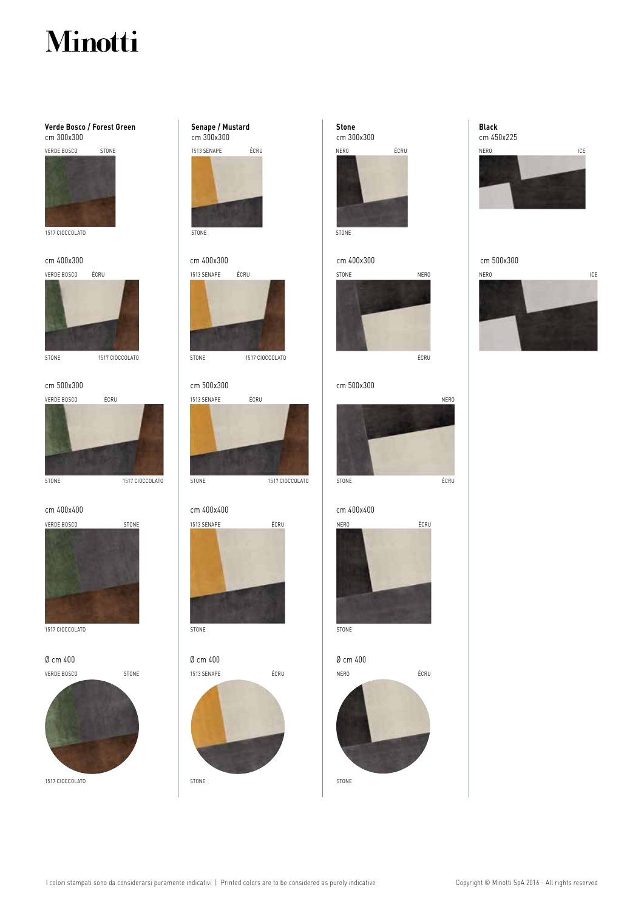# Minotti

### Verde Bosco / Forest Green

cm 300x300

VERDE BOSCO STONE

1517 CIOCCOLATO

cm 400x300

VERDE BOSCO ÉCRU

STONE 1517 CIOCCOLATO

cm 500x300

VERDE BOSCO ÉCRU

STONE 1517 CIOCCOLATO

cm 400x400

VERDE BOSCO STONE

1517 CIOCCOLATO

Ø cm 400

VERDE BOSCO STONE

1517 CIOCCOLATO

### Senape / Mustard

cm 300x300

1513 SENAPE ÉCRU

STONE

cm 400x300

1513 SENAPE ÉCRU

STONE 1517 CIOCCOLATO

cm 500x300

1513 SENAPE ÉCRU

STONE 1517 CIOCCOLATO

cm 400x400

1513 SENAPE ÉCRU

STONE

Ø cm 400

1513 SENAPE ÉCRU

STONE

### Stone

cm 300x300

NERO ÉCRU

STONE

cm 400x300

STONE NERO

ÉCRU

cm 500x300

NERO

STONE ÉCRU

cm 400x400

NERO ÉCRU

STONE

Ø cm 400

NERO ÉCRU

STONE

### Black

cm 450x225

NERO ICE

cm 500x300

NERO ICE

I colori stampati sono da considerarsi puramente indicativi | Printed colors are to be considered as purely indicative

Copyright © Minotti SpA 2016 - All rights reserved